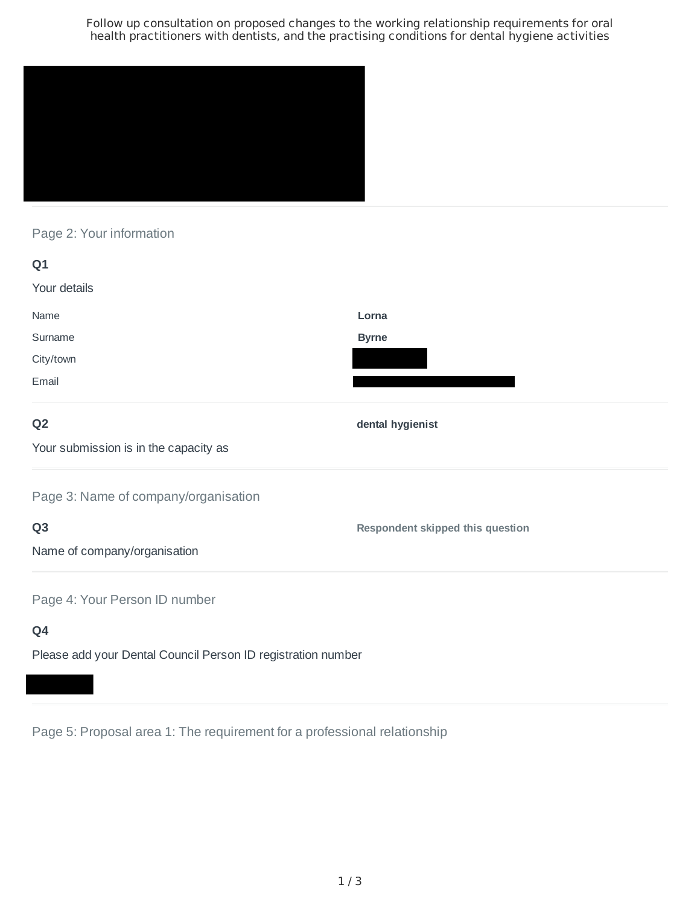# Follow up consultation on proposed changes to the working relationship requirements for oral health practitioners with dentists, and the practising conditions for dental hygiene activities

## Page 2: Your information

**Q1**

Your details

| | |
|---|---|
| Name | **Lorna** |
| Surname | **Byrne** |
| City/town | |
| Email | |

**Q2**

Your submission is in the capacity as

**dental hygienist**

## Page 3: Name of company/organisation

**Q3**

Name of company/organisation

**Respondent skipped this question**

## Page 4: Your Person ID number

**Q4**

Please add your Dental Council Person ID registration number

## Page 5: Proposal area 1: The requirement for a professional relationship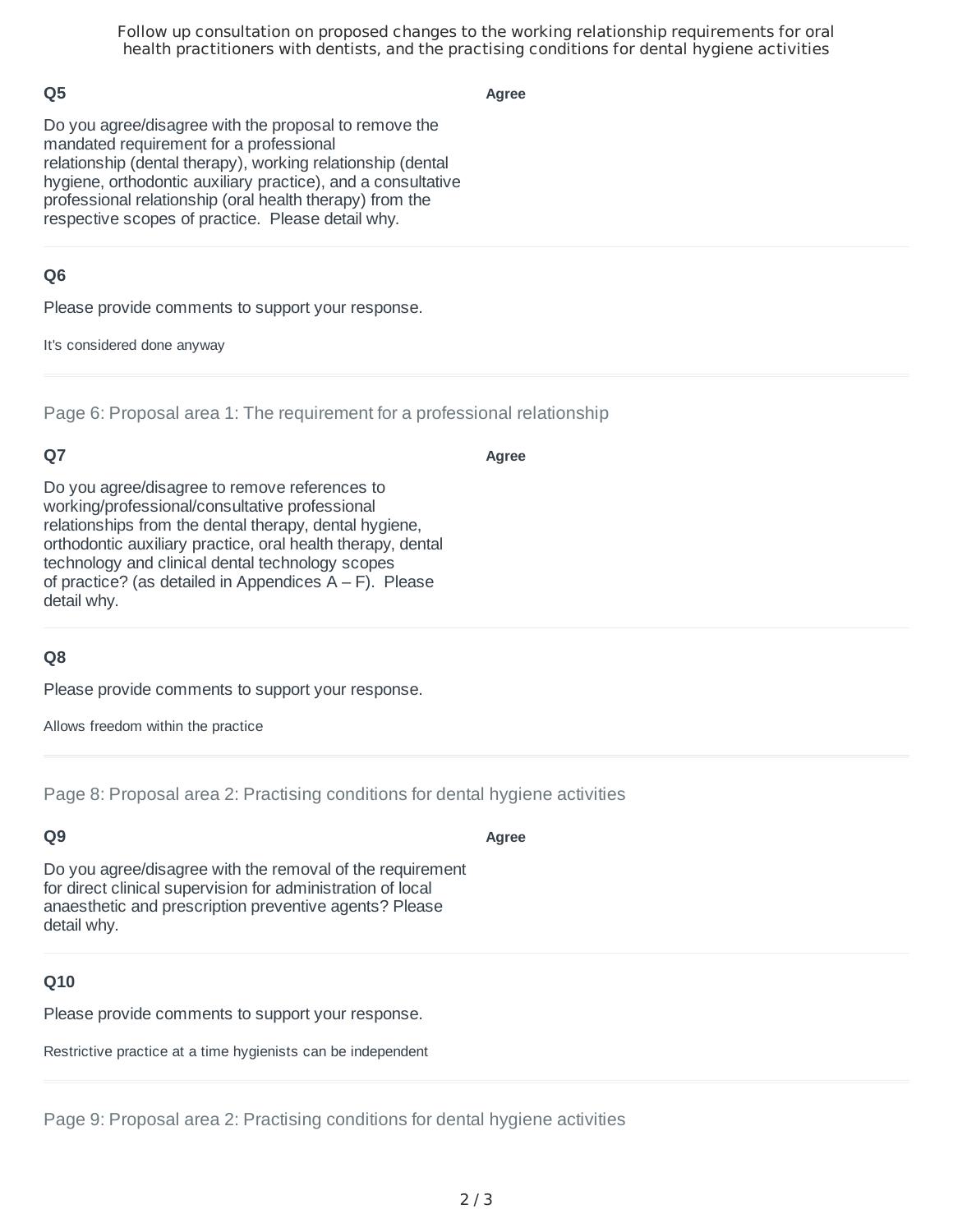### Q5

**Agree**

Do you agree/disagree with the proposal to remove the mandated requirement for a professional relationship (dental therapy), working relationship (dental hygiene, orthodontic auxiliary practice), and a consultative professional relationship (oral health therapy) from the respective scopes of practice. Please detail why.

### Q6

Please provide comments to support your response.

It's considered done anyway

## Page 6: Proposal area 1: The requirement for a professional relationship

### Q7

**Agree**

Do you agree/disagree to remove references to working/professional/consultative professional relationships from the dental therapy, dental hygiene, orthodontic auxiliary practice, oral health therapy, dental technology and clinical dental technology scopes of practice? (as detailed in Appendices A – F). Please detail why.

### Q8

Please provide comments to support your response.

Allows freedom within the practice

## Page 8: Proposal area 2: Practising conditions for dental hygiene activities

### Q9

**Agree**

Do you agree/disagree with the removal of the requirement for direct clinical supervision for administration of local anaesthetic and prescription preventive agents? Please detail why.

### Q10

Please provide comments to support your response.

Restrictive practice at a time hygienists can be independent

## Page 9: Proposal area 2: Practising conditions for dental hygiene activities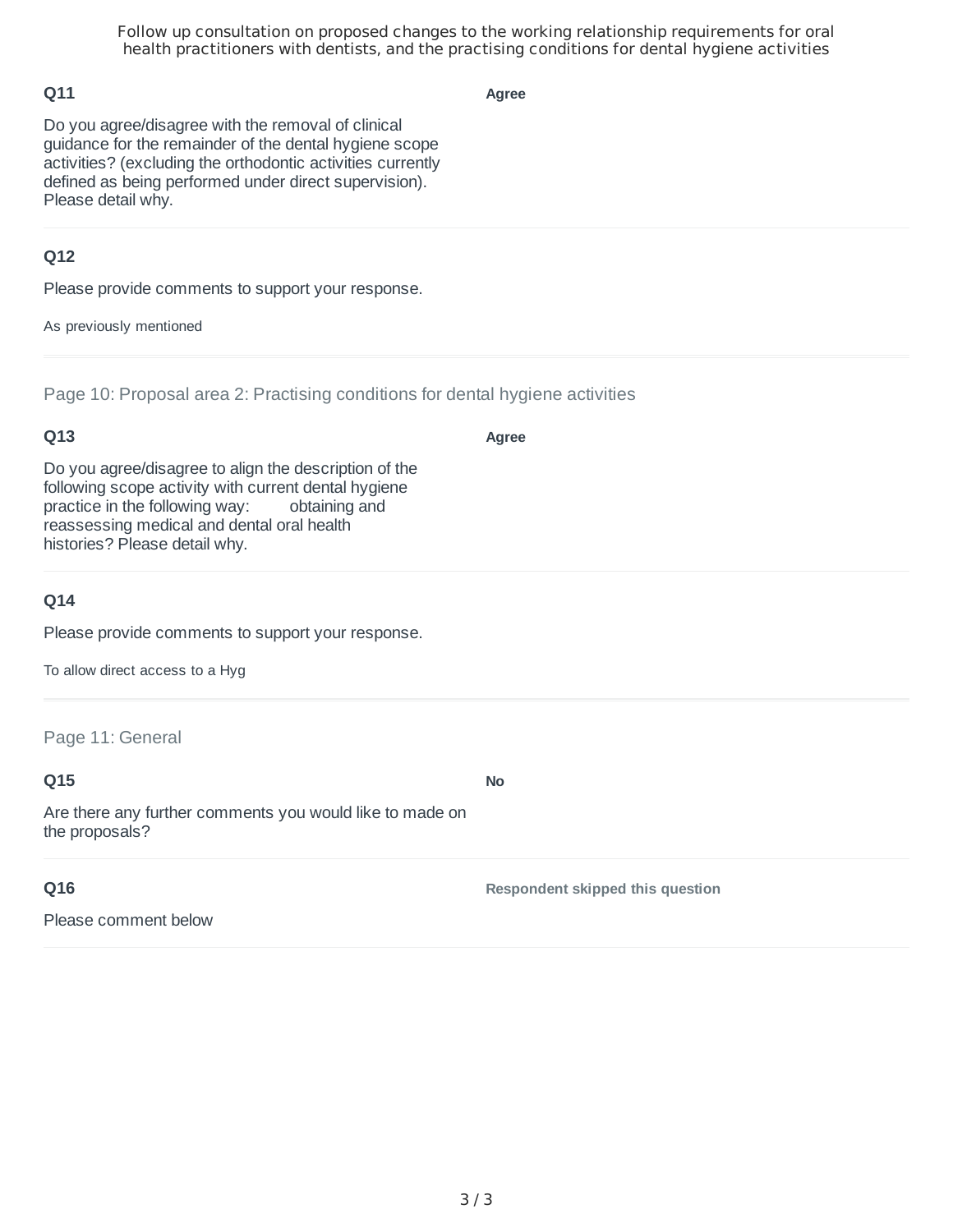**Q11**

Do you agree/disagree with the removal of clinical guidance for the remainder of the dental hygiene scope activities? (excluding the orthodontic activities currently defined as being performed under direct supervision). Please detail why.

**Agree**

**Q12**

Please provide comments to support your response.

As previously mentioned

## Page 10: Proposal area 2: Practising conditions for dental hygiene activities

**Q13**

Do you agree/disagree to align the description of the following scope activity with current dental hygiene practice in the following way: obtaining and reassessing medical and dental oral health histories? Please detail why.

**Agree**

**Q14**

Please provide comments to support your response.

To allow direct access to a Hyg

## Page 11: General

**Q15**

Are there any further comments you would like to made on the proposals?

**No**

**Q16**

Please comment below

**Respondent skipped this question**